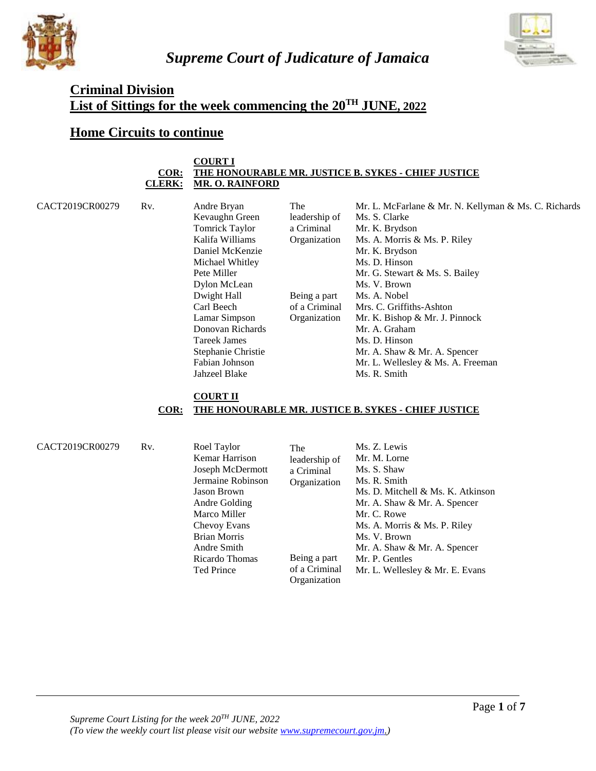# Supreme Court of Judicature of Jamaica

## Criminal Division
## List of Sittings for the week commencing the 20TH JUNE, 2022

## Home Circuits to continue

**COURT I**
**COR: THE HONOURABLE MR. JUSTICE B. SYKES - CHIEF JUSTICE**
**CLERK: MR. O. RAINFORD**

| Case No. | | Accused | Offence | Attorneys |
|---|---|---|---|---|
| CACT2019CR00279 | Rv. | Andre Bryan | The leadership of a Criminal Organization | Mr. L. McFarlane & Mr. N. Kellyman & Ms. C. Richards |
| | | Kevaughn Green | | Ms. S. Clarke |
| | | Tomrick Taylor | | Mr. K. Brydson |
| | | Kalifa Williams | | Ms. A. Morris & Ms. P. Riley |
| | | Daniel McKenzie | | Mr. K. Brydson |
| | | Michael Whitley | | Ms. D. Hinson |
| | | Pete Miller | | Mr. G. Stewart & Ms. S. Bailey |
| | | Dylon McLean | | Ms. V. Brown |
| | | Dwight Hall | Being a part of a Criminal Organization | Ms. A. Nobel |
| | | Carl Beech | | Mrs. C. Griffiths-Ashton |
| | | Lamar Simpson | | Mr. K. Bishop & Mr. J. Pinnock |
| | | Donovan Richards | | Mr. A. Graham |
| | | Tareek James | | Ms. D. Hinson |
| | | Stephanie Christie | | Mr. A. Shaw & Mr. A. Spencer |
| | | Fabian Johnson | | Mr. L. Wellesley & Ms. A. Freeman |
| | | Jahzeel Blake | | Ms. R. Smith |

**COURT II**
**COR: THE HONOURABLE MR. JUSTICE B. SYKES - CHIEF JUSTICE**

| Case No. | | Accused | Offence | Attorneys |
|---|---|---|---|---|
| CACT2019CR00279 | Rv. | Roel Taylor | The leadership of a Criminal Organization | Ms. Z. Lewis |
| | | Kemar Harrison | | Mr. M. Lorne |
| | | Joseph McDermott | | Ms. S. Shaw |
| | | Jermaine Robinson | | Ms. R. Smith |
| | | Jason Brown | | Ms. D. Mitchell & Ms. K. Atkinson |
| | | Andre Golding | | Mr. A. Shaw & Mr. A. Spencer |
| | | Marco Miller | | Mr. C. Rowe |
| | | Chevoy Evans | | Ms. A. Morris & Ms. P. Riley |
| | | Brian Morris | | Ms. V. Brown |
| | | Andre Smith | | Mr. A. Shaw & Mr. A. Spencer |
| | | Ricardo Thomas | Being a part of a Criminal Organization | Mr. P. Gentles |
| | | Ted Prince | | Mr. L. Wellesley & Mr. E. Evans |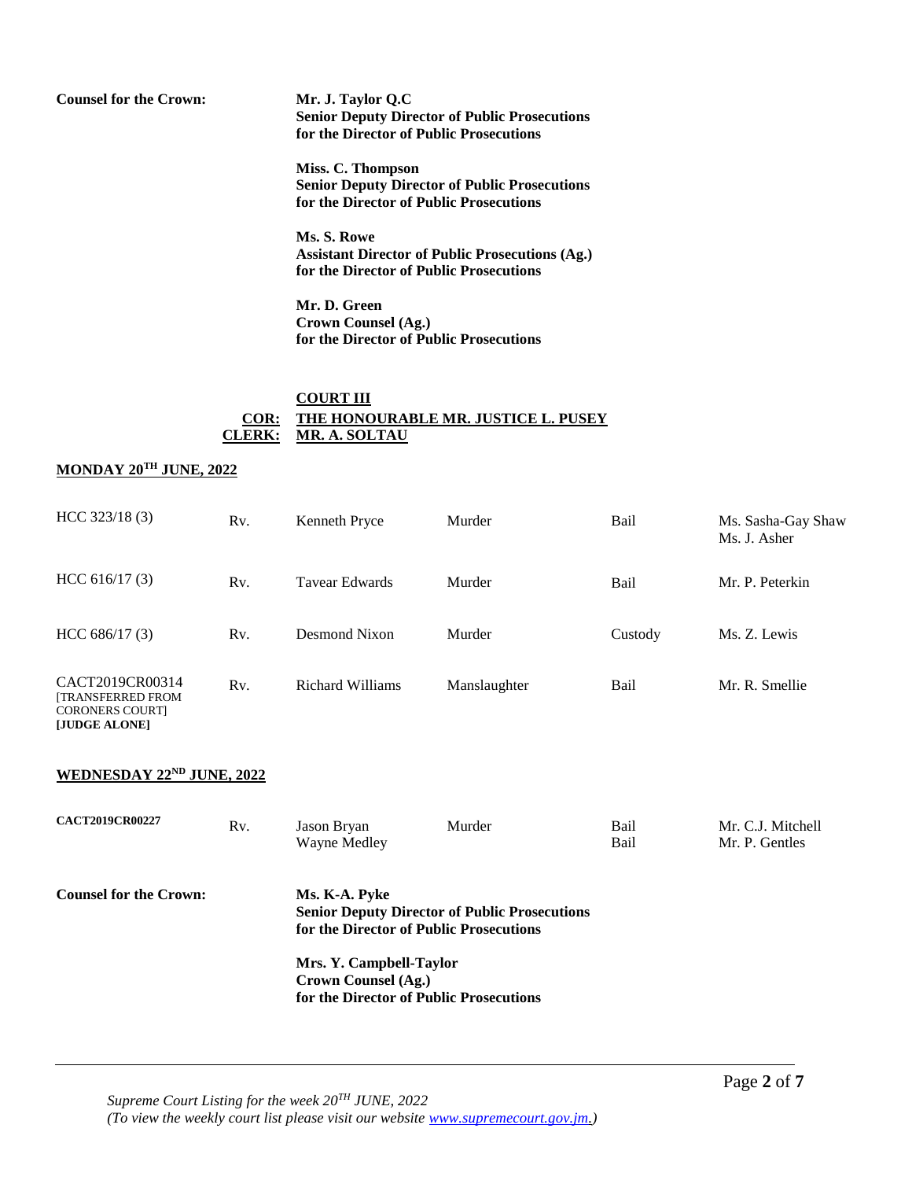**Counsel for the Crown:**

**Mr. J. Taylor Q.C**
**Senior Deputy Director of Public Prosecutions**
**for the Director of Public Prosecutions**

**Miss. C. Thompson**
**Senior Deputy Director of Public Prosecutions**
**for the Director of Public Prosecutions**

**Ms. S. Rowe**
**Assistant Director of Public Prosecutions (Ag.)**
**for the Director of Public Prosecutions**

**Mr. D. Green**
**Crown Counsel (Ag.)**
**for the Director of Public Prosecutions**

## COURT III

**COR: THE HONOURABLE MR. JUSTICE L. PUSEY**
**CLERK: MR. A. SOLTAU**

### MONDAY 20TH JUNE, 2022

| | | | | | |
|---|---|---|---|---|---|
| HCC 323/18 (3) | Rv. | Kenneth Pryce | Murder | Bail | Ms. Sasha-Gay Shaw<br>Ms. J. Asher |
| HCC 616/17 (3) | Rv. | Tavear Edwards | Murder | Bail | Mr. P. Peterkin |
| HCC 686/17 (3) | Rv. | Desmond Nixon | Murder | Custody | Ms. Z. Lewis |
| CACT2019CR00314 [TRANSFERRED FROM CORONERS COURT] **[JUDGE ALONE]** | Rv. | Richard Williams | Manslaughter | Bail | Mr. R. Smellie |

### WEDNESDAY 22ND JUNE, 2022

| | | | | | |
|---|---|---|---|---|---|
| **CACT2019CR00227** | Rv. | Jason Bryan<br>Wayne Medley | Murder | Bail<br>Bail | Mr. C.J. Mitchell<br>Mr. P. Gentles |

**Counsel for the Crown:**

**Ms. K-A. Pyke**
**Senior Deputy Director of Public Prosecutions**
**for the Director of Public Prosecutions**

**Mrs. Y. Campbell-Taylor**
**Crown Counsel (Ag.)**
**for the Director of Public Prosecutions**

*Supreme Court Listing for the week 20TH JUNE, 2022*
*(To view the weekly court list please visit our website www.supremecourt.gov.jm.)*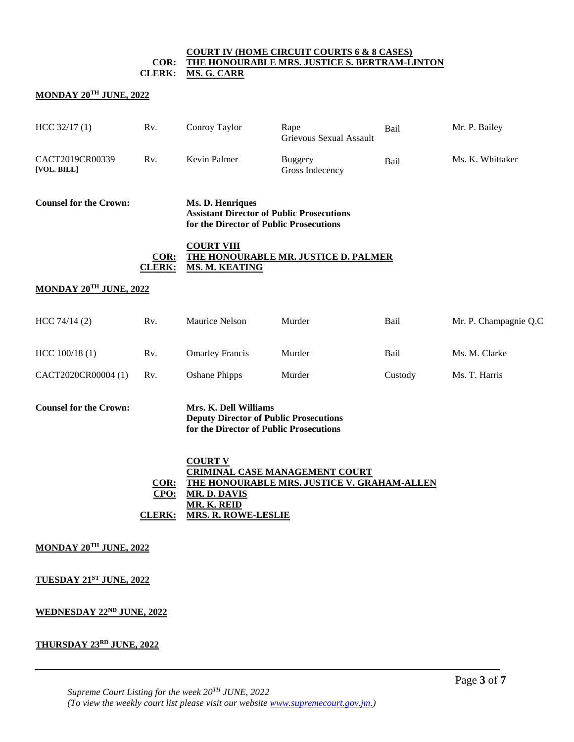**COURT IV (HOME CIRCUIT COURTS 6 & 8 CASES)**
**COR: THE HONOURABLE MRS. JUSTICE S. BERTRAM-LINTON**
**CLERK: MS. G. CARR**

**MONDAY 20TH JUNE, 2022**

| | | | | | |
|---|---|---|---|---|---|
| HCC 32/17 (1) | Rv. | Conroy Taylor | Rape<br>Grievous Sexual Assault | Bail | Mr. P. Bailey |
| CACT2019CR00339 **[VOL. BILL]** | Rv. | Kevin Palmer | Buggery<br>Gross Indecency | Bail | Ms. K. Whittaker |

**Counsel for the Crown:** **Ms. D. Henriques**
**Assistant Director of Public Prosecutions**
**for the Director of Public Prosecutions**

**COURT VIII**
**COR: THE HONOURABLE MR. JUSTICE D. PALMER**
**CLERK: MS. M. KEATING**

**MONDAY 20TH JUNE, 2022**

| | | | | | |
|---|---|---|---|---|---|
| HCC 74/14 (2) | Rv. | Maurice Nelson | Murder | Bail | Mr. P. Champagnie Q.C |
| HCC 100/18 (1) | Rv. | Omarley Francis | Murder | Bail | Ms. M. Clarke |
| CACT2020CR00004 (1) | Rv. | Oshane Phipps | Murder | Custody | Ms. T. Harris |

**Counsel for the Crown:** **Mrs. K. Dell Williams**
**Deputy Director of Public Prosecutions**
**for the Director of Public Prosecutions**

**COURT V**
**CRIMINAL CASE MANAGEMENT COURT**
**COR: THE HONOURABLE MRS. JUSTICE V. GRAHAM-ALLEN**
**CPO: MR. D. DAVIS**
**MR. K. REID**
**CLERK: MRS. R. ROWE-LESLIE**

**MONDAY 20TH JUNE, 2022**

**TUESDAY 21ST JUNE, 2022**

**WEDNESDAY 22ND JUNE, 2022**

**THURSDAY 23RD JUNE, 2022**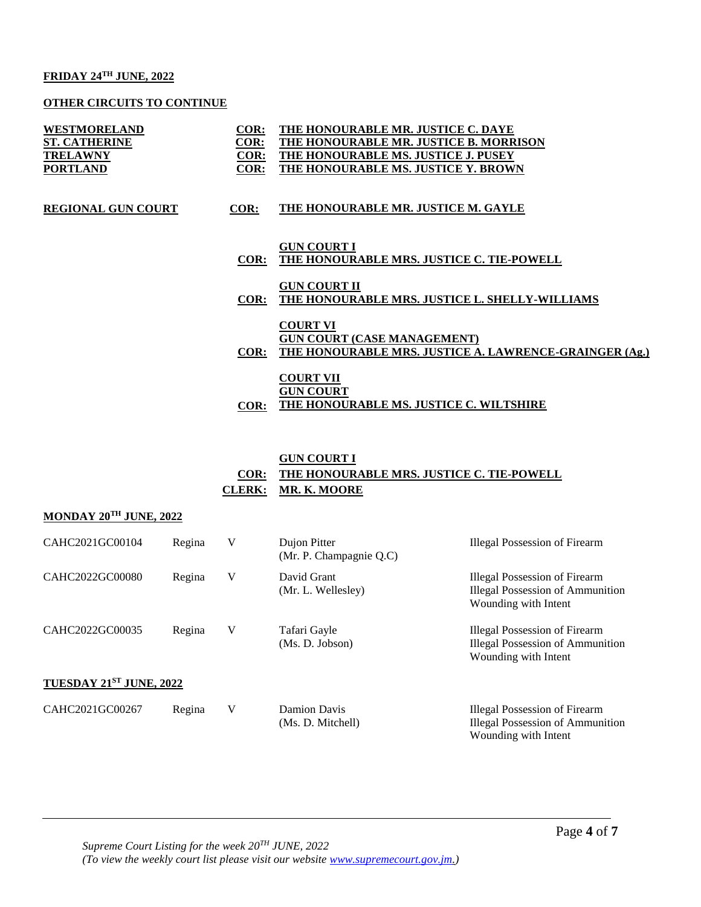**FRIDAY 24TH JUNE, 2022**

**OTHER CIRCUITS TO CONTINUE**

| | | |
|---|---|---|
| **WESTMORELAND** | **COR:** | **THE HONOURABLE MR. JUSTICE C. DAYE** |
| **ST. CATHERINE** | **COR:** | **THE HONOURABLE MR. JUSTICE B. MORRISON** |
| **TRELAWNY** | **COR:** | **THE HONOURABLE MS. JUSTICE J. PUSEY** |
| **PORTLAND** | **COR:** | **THE HONOURABLE MS. JUSTICE Y. BROWN** |

**REGIONAL GUN COURT** **COR:** **THE HONOURABLE MR. JUSTICE M. GAYLE**

**GUN COURT I**
**COR:** **THE HONOURABLE MRS. JUSTICE C. TIE-POWELL**

**GUN COURT II**
**COR:** **THE HONOURABLE MRS. JUSTICE L. SHELLY-WILLIAMS**

**COURT VI**
**GUN COURT (CASE MANAGEMENT)**
**COR:** **THE HONOURABLE MRS. JUSTICE A. LAWRENCE-GRAINGER (Ag.)**

**COURT VII**
**GUN COURT**
**COR:** **THE HONOURABLE MS. JUSTICE C. WILTSHIRE**

**GUN COURT I**
**COR:** **THE HONOURABLE MRS. JUSTICE C. TIE-POWELL**
**CLERK:** **MR. K. MOORE**

**MONDAY 20TH JUNE, 2022**

| | | | | |
|---|---|---|---|---|
| CAHC2021GC00104 | Regina | V | Dujon Pitter (Mr. P. Champagnie Q.C) | Illegal Possession of Firearm |
| CAHC2022GC00080 | Regina | V | David Grant (Mr. L. Wellesley) | Illegal Possession of Firearm<br>Illegal Possession of Ammunition<br>Wounding with Intent |
| CAHC2022GC00035 | Regina | V | Tafari Gayle (Ms. D. Jobson) | Illegal Possession of Firearm<br>Illegal Possession of Ammunition<br>Wounding with Intent |

**TUESDAY 21ST JUNE, 2022**

| | | | | |
|---|---|---|---|---|
| CAHC2021GC00267 | Regina | V | Damion Davis (Ms. D. Mitchell) | Illegal Possession of Firearm<br>Illegal Possession of Ammunition<br>Wounding with Intent |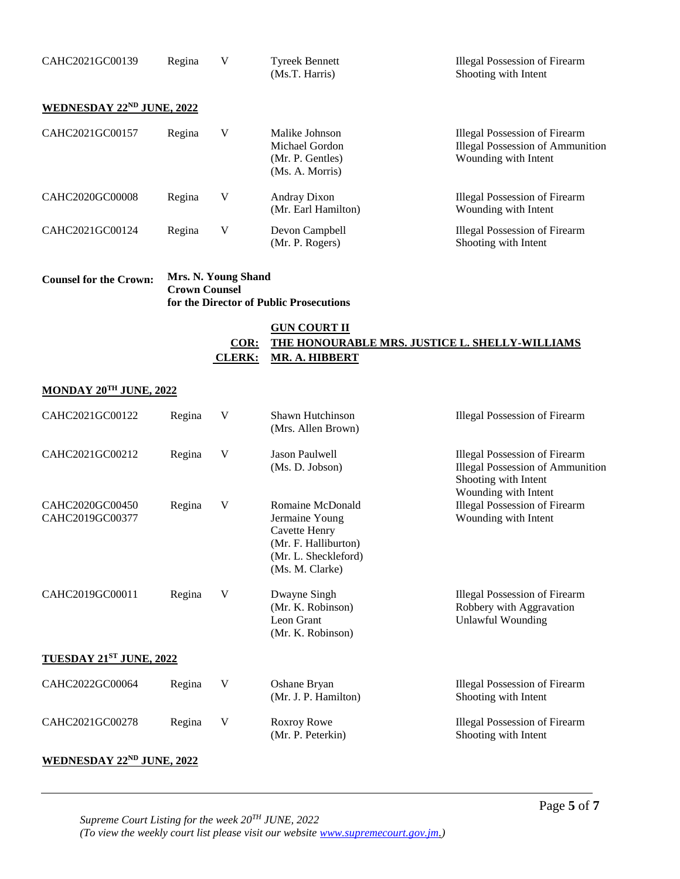| | | | | |
|---|---|---|---|---|
| CAHC2021GC00139 | Regina | V | Tyreek Bennett<br>(Ms.T. Harris) | Illegal Possession of Firearm<br>Shooting with Intent |

**WEDNESDAY 22ND JUNE, 2022**

| | | | | |
|---|---|---|---|---|
| CAHC2021GC00157 | Regina | V | Malike Johnson<br>Michael Gordon<br>(Mr. P. Gentles)<br>(Ms. A. Morris) | Illegal Possession of Firearm<br>Illegal Possession of Ammunition<br>Wounding with Intent |
| CAHC2020GC00008 | Regina | V | Andray Dixon<br>(Mr. Earl Hamilton) | Illegal Possession of Firearm<br>Wounding with Intent |
| CAHC2021GC00124 | Regina | V | Devon Campbell<br>(Mr. P. Rogers) | Illegal Possession of Firearm<br>Shooting with Intent |

**Counsel for the Crown:** **Mrs. N. Young Shand**
**Crown Counsel**
**for the Director of Public Prosecutions**

**GUN COURT II**

**COR: THE HONOURABLE MRS. JUSTICE L. SHELLY-WILLIAMS**

**CLERK: MR. A. HIBBERT**

**MONDAY 20TH JUNE, 2022**

| | | | | |
|---|---|---|---|---|
| CAHC2021GC00122 | Regina | V | Shawn Hutchinson<br>(Mrs. Allen Brown) | Illegal Possession of Firearm |
| CAHC2021GC00212 | Regina | V | Jason Paulwell<br>(Ms. D. Jobson) | Illegal Possession of Firearm<br>Illegal Possession of Ammunition<br>Shooting with Intent<br>Wounding with Intent |
| CAHC2020GC00450<br>CAHC2019GC00377 | Regina | V | Romaine McDonald<br>Jermaine Young<br>Cavette Henry<br>(Mr. F. Halliburton)<br>(Mr. L. Sheckleford)<br>(Ms. M. Clarke) | Illegal Possession of Firearm<br>Wounding with Intent |
| CAHC2019GC00011 | Regina | V | Dwayne Singh<br>(Mr. K. Robinson)<br>Leon Grant<br>(Mr. K. Robinson) | Illegal Possession of Firearm<br>Robbery with Aggravation<br>Unlawful Wounding |

**TUESDAY 21ST JUNE, 2022**

| | | | | |
|---|---|---|---|---|
| CAHC2022GC00064 | Regina | V | Oshane Bryan<br>(Mr. J. P. Hamilton) | Illegal Possession of Firearm<br>Shooting with Intent |
| CAHC2021GC00278 | Regina | V | Roxroy Rowe<br>(Mr. P. Peterkin) | Illegal Possession of Firearm<br>Shooting with Intent |

**WEDNESDAY 22ND JUNE, 2022**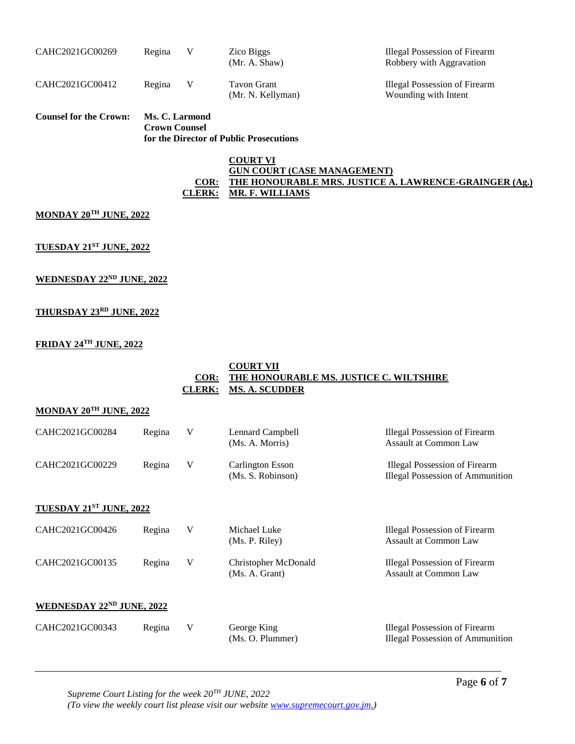| | | | | |
|---|---|---|---|---|
| CAHC2021GC00269 | Regina | V | Zico Biggs (Mr. A. Shaw) | Illegal Possession of Firearm Robbery with Aggravation |
| CAHC2021GC00412 | Regina | V | Tavon Grant (Mr. N. Kellyman) | Illegal Possession of Firearm Wounding with Intent |

**Counsel for the Crown:** **Ms. C. Larmond**
**Crown Counsel**
**for the Director of Public Prosecutions**

**COURT VI**
**GUN COURT (CASE MANAGEMENT)**
**COR: THE HONOURABLE MRS. JUSTICE A. LAWRENCE-GRAINGER (Ag.)**
**CLERK: MR. F. WILLIAMS**

**MONDAY 20TH JUNE, 2022**

**TUESDAY 21ST JUNE, 2022**

**WEDNESDAY 22ND JUNE, 2022**

**THURSDAY 23RD JUNE, 2022**

**FRIDAY 24TH JUNE, 2022**

**COURT VII**
**COR: THE HONOURABLE MS. JUSTICE C. WILTSHIRE**
**CLERK: MS. A. SCUDDER**

**MONDAY 20TH JUNE, 2022**

| | | | | |
|---|---|---|---|---|
| CAHC2021GC00284 | Regina | V | Lennard Campbell (Ms. A. Morris) | Illegal Possession of Firearm Assault at Common Law |
| CAHC2021GC00229 | Regina | V | Carlington Esson (Ms. S. Robinson) | Illegal Possession of Firearm Illegal Possession of Ammunition |

**TUESDAY 21ST JUNE, 2022**

| | | | | |
|---|---|---|---|---|
| CAHC2021GC00426 | Regina | V | Michael Luke (Ms. P. Riley) | Illegal Possession of Firearm Assault at Common Law |
| CAHC2021GC00135 | Regina | V | Christopher McDonald (Ms. A. Grant) | Illegal Possession of Firearm Assault at Common Law |

**WEDNESDAY 22ND JUNE, 2022**

| | | | | |
|---|---|---|---|---|
| CAHC2021GC00343 | Regina | V | George King (Ms. O. Plummer) | Illegal Possession of Firearm Illegal Possession of Ammunition |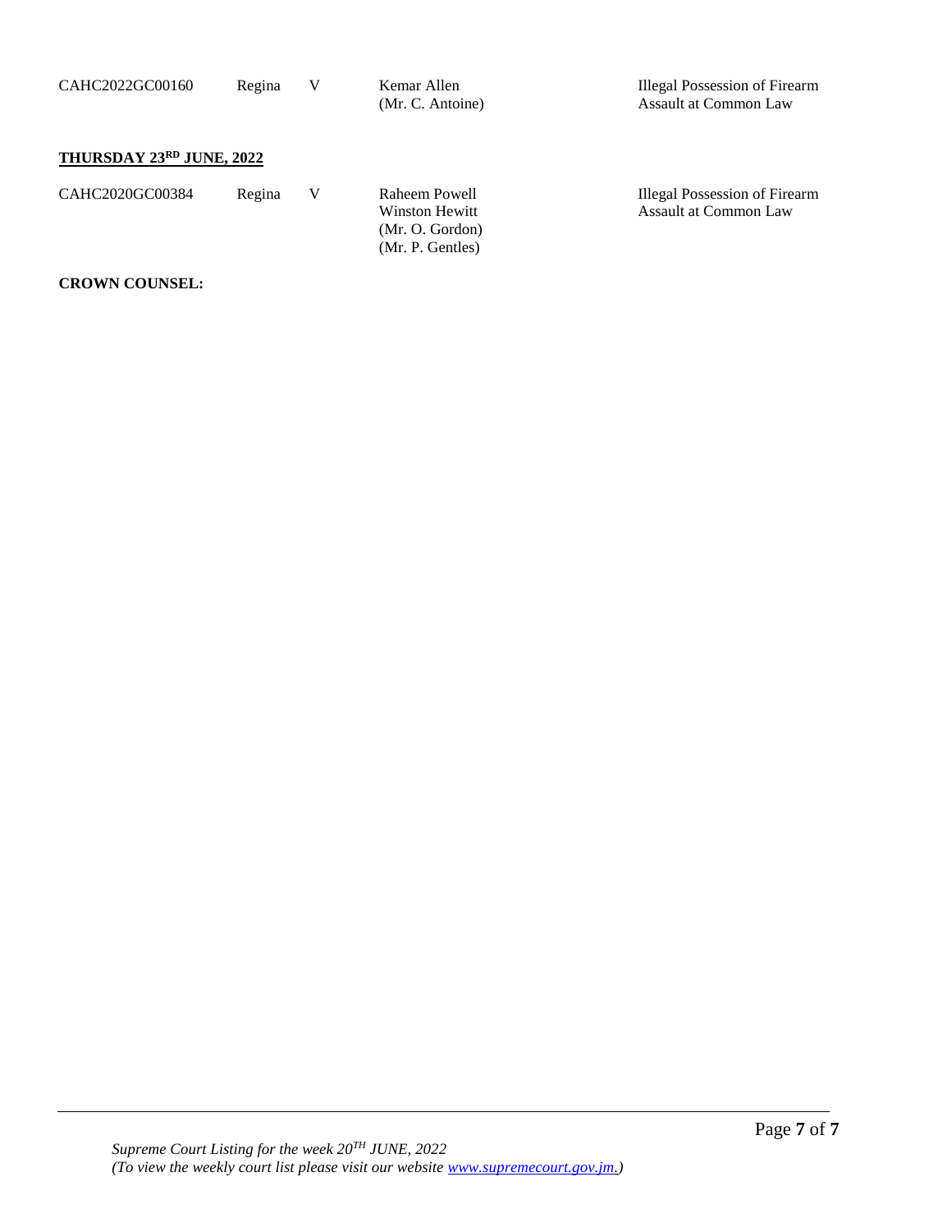| | | | | |
|---|---|---|---|---|
| CAHC2022GC00160 | Regina | V | Kemar Allen<br>(Mr. C. Antoine) | Illegal Possession of Firearm<br>Assault at Common Law |

**THURSDAY 23RD JUNE, 2022**

| | | | | |
|---|---|---|---|---|
| CAHC2020GC00384 | Regina | V | Raheem Powell<br>Winston Hewitt<br>(Mr. O. Gordon)<br>(Mr. P. Gentles) | Illegal Possession of Firearm<br>Assault at Common Law |

**CROWN COUNSEL:**